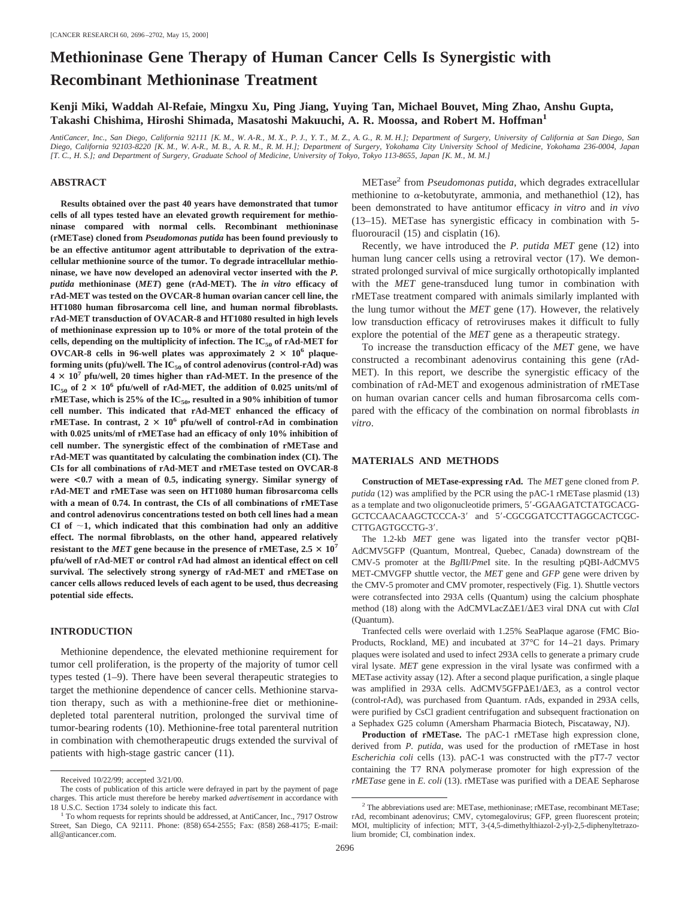# Methioninase Gene Therapy of Human Cancer Cells Is Synergistic with Recombinant Methioninase Treatment

**Kenji Miki, Waddah Al-Refaie, Mingxu Xu, Ping Jiang, Yuying Tan, Michael Bouvet, Ming Zhao, Anshu Gupta, Takashi Chishima, Hiroshi Shimada, Masatoshi Makuuchi, A. R. Moossa, and Robert M. Hoffman[1]**

*AntiCancer, Inc., San Diego, California 92111 [K. M., W. A-R., M. X., P. J., Y. T., M. Z., A. G., R. M. H.]; Department of Surgery, University of California at San Diego, San Diego, California 92103-8220 [K. M., W. A-R., M. B., A. R. M., R. M. H.]; Department of Surgery, Yokohama City University School of Medicine, Yokohama 236-0004, Japan [T. C., H. S.]; and Department of Surgery, Graduate School of Medicine, University of Tokyo, Tokyo 113-8655, Japan [K. M., M. M.]*

## ABSTRACT

**Results obtained over the past 40 years have demonstrated that tumor cells of all types tested have an elevated growth requirement for methioninase compared with normal cells. Recombinant methioninase (rMETase) cloned from *Pseudomonas putida* has been found previously to be an effective antitumor agent attributable to deprivation of the extracellular methionine source of the tumor. To degrade intracellular methioninase, we have now developed an adenoviral vector inserted with the *P. putida* methioninase (*MET*) gene (rAd-MET). The *in vitro* efficacy of rAd-MET was tested on the OVCAR-8 human ovarian cancer cell line, the HT1080 human fibrosarcoma cell line, and human normal fibroblasts. rAd-MET transduction of OVACAR-8 and HT1080 resulted in high levels of methioninase expression up to 10% or more of the total protein of the cells, depending on the multiplicity of infection. The $IC_{50}$ of rAd-MET for OVCAR-8 cells in 96-well plates was approximately $2 \times 10^6$ plaque-forming units (pfu)/well. The $IC_{50}$ of control adenovirus (control-rAd) was $4 \times 10^7$ pfu/well, 20 times higher than rAd-MET. In the presence of the $IC_{50}$ of $2 \times 10^6$ pfu/well of rAd-MET, the addition of 0.025 units/ml of rMETase, which is 25% of the $IC_{50}$, resulted in a 90% inhibition of tumor cell number. This indicated that rAd-MET enhanced the efficacy of rMETase. In contrast, $2 \times 10^6$ pfu/well of control-rAd in combination with 0.025 units/ml of rMETase had an efficacy of only 10% inhibition of cell number. The synergistic effect of the combination of rMETase and rAd-MET was quantitated by calculating the combination index (CI). The CIs for all combinations of rAd-MET and rMETase tested on OVCAR-8 were <0.7 with a mean of 0.5, indicating synergy. Similar synergy of rAd-MET and rMETase was seen on HT1080 human fibrosarcoma cells with a mean of 0.74. In contrast, the CIs of all combinations of rMETase and control adenovirus concentrations tested on both cell lines had a mean CI of ~1, which indicated that this combination had only an additive effect. The normal fibroblasts, on the other hand, appeared relatively resistant to the *MET* gene because in the presence of rMETase, $2.5 \times 10^7$ pfu/well of rAd-MET or control rAd had almost an identical effect on cell survival. The selectively strong synergy of rAd-MET and rMETase on cancer cells allows reduced levels of each agent to be used, thus decreasing potential side effects.**

## INTRODUCTION

Methionine dependence, the elevated methionine requirement for tumor cell proliferation, is the property of the majority of tumor cell types tested (1–9). There have been several therapeutic strategies to target the methionine dependence of cancer cells. Methionine starvation therapy, such as with a methionine-free diet or methionine-depleted total parenteral nutrition, prolonged the survival time of tumor-bearing rodents (10). Methionine-free total parenteral nutrition in combination with chemotherapeutic drugs extended the survival of patients with high-stage gastric cancer (11).

METase[2] from *Pseudomonas putida*, which degrades extracellular methionine to α-ketobutyrate, ammonia, and methanethiol (12), has been demonstrated to have antitumor efficacy *in vitro* and *in vivo* (13–15). METase has synergistic efficacy in combination with 5-fluorouracil (15) and cisplatin (16).

Recently, we have introduced the *P. putida MET* gene (12) into human lung cancer cells using a retroviral vector (17). We demonstrated prolonged survival of mice surgically orthotopically implanted with the *MET* gene-transduced lung tumor in combination with rMETase treatment compared with animals similarly implanted with the lung tumor without the *MET* gene (17). However, the relatively low transduction efficacy of retroviruses makes it difficult to fully explore the potential of the *MET* gene as a therapeutic strategy.

To increase the transduction efficacy of the *MET* gene, we have constructed a recombinant adenovirus containing this gene (rAd-MET). In this report, we describe the synergistic efficacy of the combination of rAd-MET and exogenous administration of rMETase on human ovarian cancer cells and human fibrosarcoma cells compared with the efficacy of the combination on normal fibroblasts *in vitro*.

## MATERIALS AND METHODS

**Construction of METase-expressing rAd.** The *MET* gene cloned from *P. putida* (12) was amplified by the PCR using the pAC-1 rMETase plasmid (13) as a template and two oligonucleotide primers, 5′-GGAAGATCTATGCACG-GCTCCAACAAGCTCCCA-3′ and 5′-CGCGGATCCTTAGGCACTCGC-CTTGAGTGCCTG-3′.

The 1.2-kb *MET* gene was ligated into the transfer vector pQBI-AdCMV5GFP (Quantum, Montreal, Quebec, Canada) downstream of the CMV-5 promoter at the *Bgl*II/*Pme*I site. In the resulting pQBI-AdCMV5 MET-CMVGFP shuttle vector, the *MET* gene and *GFP* gene were driven by the CMV-5 promoter and CMV promoter, respectively (Fig. 1). Shuttle vectors were cotransfected into 293A cells (Quantum) using the calcium phosphate method (18) along with the AdCMVLacZΔE1/ΔE3 viral DNA cut with *Cla*I (Quantum).

Tranfected cells were overlaid with 1.25% SeaPlaque agarose (FMC Bio-Products, Rockland, ME) and incubated at 37°C for 14–21 days. Primary plaques were isolated and used to infect 293A cells to generate a primary crude viral lysate. *MET* gene expression in the viral lysate was confirmed with a METase activity assay (12). After a second plaque purification, a single plaque was amplified in 293A cells. AdCMV5GFPΔE1/ΔE3, as a control vector (control-rAd), was purchased from Quantum. rAds, expanded in 293A cells, were purified by CsCl gradient centrifugation and subsequent fractionation on a Sephadex G25 column (Amersham Pharmacia Biotech, Piscataway, NJ).

**Production of rMETase.** The pAC-1 rMETase high expression clone, derived from *P. putida*, was used for the production of rMETase in host *Escherichia coli* cells (13). pAC-1 was constructed with the pT7-7 vector containing the T7 RNA polymerase promoter for high expression of the *rMETase* gene in *E. coli* (13). rMETase was purified with a DEAE Sepharose

---

Received 10/22/99; accepted 3/21/00.

The costs of publication of this article were defrayed in part by the payment of page charges. This article must therefore be hereby marked *advertisement* in accordance with 18 U.S.C. Section 1734 solely to indicate this fact.

[1] To whom requests for reprints should be addressed, at AntiCancer, Inc., 7917 Ostrow Street, San Diego, CA 92111. Phone: (858) 654-2555; Fax: (858) 268-4175; E-mail: all@anticancer.com.

[2] The abbreviations used are: METase, methioninase; rMETase, recombinant METase; rAd, recombinant adenovirus; CMV, cytomegalovirus; GFP, green fluorescent protein; MOI, multiplicity of infection; MTT, 3-(4,5-dimethylthiazol-2-yl)-2,5-diphenyltetrazolium bromide; CI, combination index.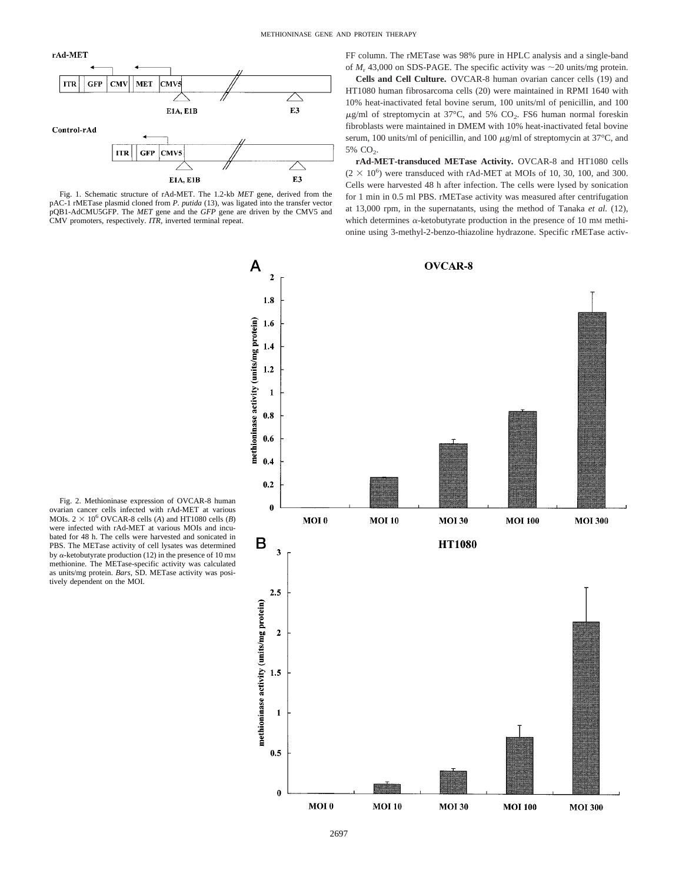Fig. 1. Schematic structure of rAd-MET. The 1.2-kb *MET* gene, derived from the pAC-1 rMETase plasmid cloned from *P. putida* (13), was ligated into the transfer vector pQB1-AdCMU5GFP. The *MET* gene and the *GFP* gene are driven by the CMV5 and CMV promoters, respectively. *ITR*, inverted terminal repeat.

FF column. The rMETase was 98% pure in HPLC analysis and a single-band of $M_r$ 43,000 on SDS-PAGE. The specific activity was ~20 units/mg protein.

**Cells and Cell Culture.** OVCAR-8 human ovarian cancer cells (19) and HT1080 human fibrosarcoma cells (20) were maintained in RPMI 1640 with 10% heat-inactivated fetal bovine serum, 100 units/ml of penicillin, and 100 $\mu$g/ml of streptomycin at 37°C, and 5% $CO_2$. FS6 human normal foreskin fibroblasts were maintained in DMEM with 10% heat-inactivated fetal bovine serum, 100 units/ml of penicillin, and 100 $\mu$g/ml of streptomycin at 37°C, and 5% $CO_2$.

**rAd-MET-transduced METase Activity.** OVCAR-8 and HT1080 cells ($2 \times 10^6$) were transduced with rAd-MET at MOIs of 10, 30, 100, and 300. Cells were harvested 48 h after infection. The cells were lysed by sonication for 1 min in 0.5 ml PBS. rMETase activity was measured after centrifugation at 13,000 rpm, in the supernatants, using the method of Tanaka *et al.* (12), which determines $\alpha$-ketobutyrate production in the presence of 10 mM methionine using 3-methyl-2-benzo-thiazoline hydrazone. Specific rMETase activ-

Fig. 2. Methioninase expression of OVCAR-8 human ovarian cancer cells infected with rAd-MET at various MOIs. $2 \times 10^6$ OVCAR-8 cells (*A*) and HT1080 cells (*B*) were infected with rAd-MET at various MOIs and incubated for 48 h. The cells were harvested and sonicated in PBS. The METase activity of cell lysates was determined by $\alpha$-ketobutyrate production (12) in the presence of 10 mM methionine. The METase-specific activity was calculated as units/mg protein. *Bars*, SD. METase activity was positively dependent on the MOI.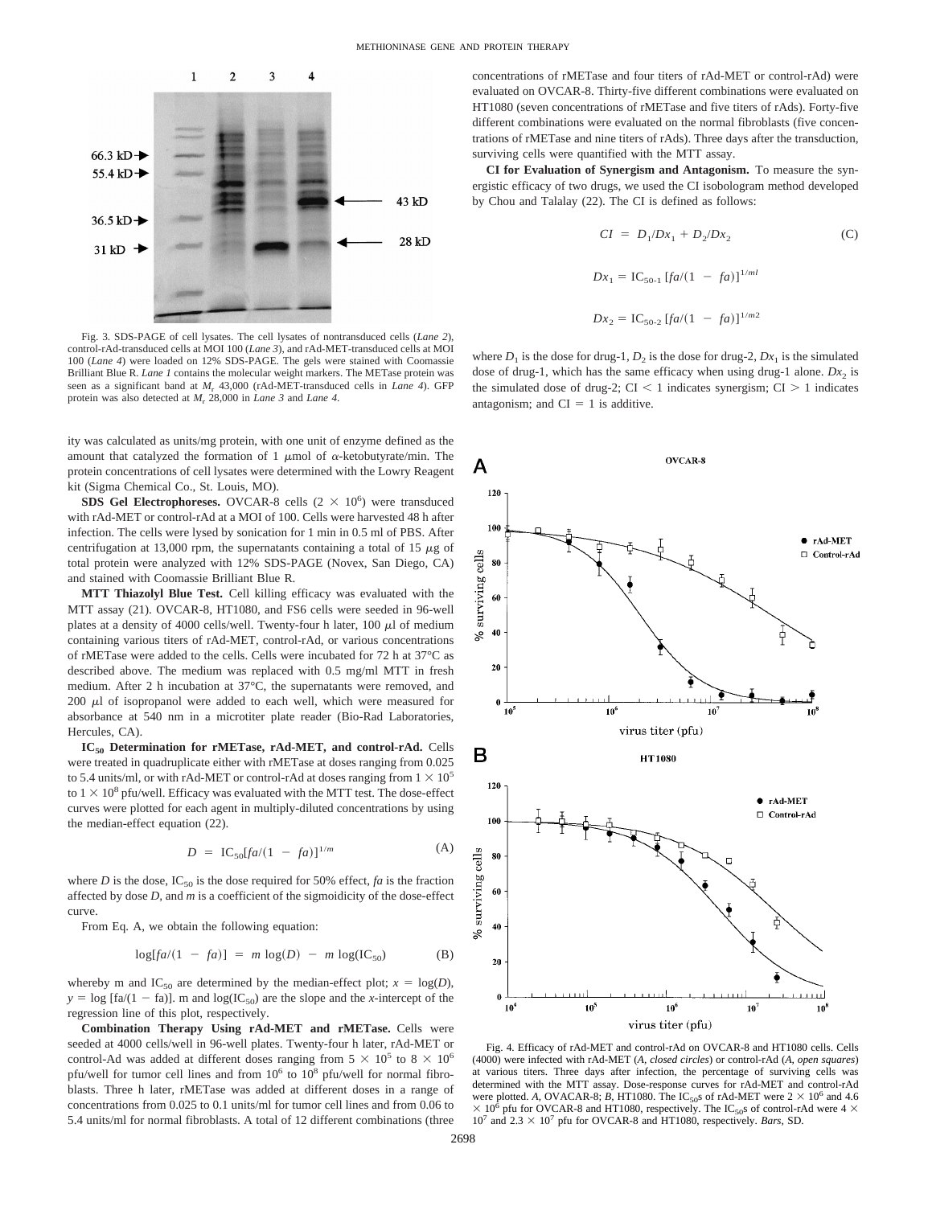Fig. 3. SDS-PAGE of cell lysates. The cell lysates of nontransduced cells (*Lane 2*), control-rAd-transduced cells at MOI 100 (*Lane 3*), and rAd-MET-transduced cells at MOI 100 (*Lane 4*) were loaded on 12% SDS-PAGE. The gels were stained with Coomassie Brilliant Blue R. *Lane 1* contains the molecular weight markers. The METase protein was seen as a significant band at $M_r$ 43,000 (rAd-MET-transduced cells in *Lane 4*). GFP protein was also detected at $M_r$ 28,000 in *Lane 3* and *Lane 4*.

ity was calculated as units/mg protein, with one unit of enzyme defined as the amount that catalyzed the formation of 1 $\mu$mol of $\alpha$-ketobutyrate/min. The protein concentrations of cell lysates were determined with the Lowry Reagent kit (Sigma Chemical Co., St. Louis, MO).

**SDS Gel Electrophoreses.** OVCAR-8 cells ($2 \times 10^6$) were transduced with rAd-MET or control-rAd at a MOI of 100. Cells were harvested 48 h after infection. The cells were lysed by sonication for 1 min in 0.5 ml of PBS. After centrifugation at 13,000 rpm, the supernatants containing a total of 15 $\mu$g of total protein were analyzed with 12% SDS-PAGE (Novex, San Diego, CA) and stained with Coomassie Brilliant Blue R.

**MTT Thiazolyl Blue Test.** Cell killing efficacy was evaluated with the MTT assay (21). OVCAR-8, HT1080, and FS6 cells were seeded in 96-well plates at a density of 4000 cells/well. Twenty-four h later, 100 $\mu$l of medium containing various titers of rAd-MET, control-rAd, or various concentrations of rMETase were added to the cells. Cells were incubated for 72 h at 37°C as described above. The medium was replaced with 0.5 mg/ml MTT in fresh medium. After 2 h incubation at 37°C, the supernatants were removed, and 200 $\mu$l of isopropanol were added to each well, which were measured for absorbance at 540 nm in a microtiter plate reader (Bio-Rad Laboratories, Hercules, CA).

**$IC_{50}$ Determination for rMETase, rAd-MET, and control-rAd.** Cells were treated in quadruplicate either with rMETase at doses ranging from 0.025 to 5.4 units/ml, or with rAd-MET or control-rAd at doses ranging from $1 \times 10^5$ to $1 \times 10^8$ pfu/well. Efficacy was evaluated with the MTT test. The dose-effect curves were plotted for each agent in multiply-diluted concentrations by using the median-effect equation (22).

$$D = IC_{50}[fa/(1 - fa)]^{1/m} \tag{A}$$

where $D$ is the dose, $IC_{50}$ is the dose required for 50% effect, $fa$ is the fraction affected by dose $D$, and $m$ is a coefficient of the sigmoidicity of the dose-effect curve.

From Eq. A, we obtain the following equation:

$$\log[fa/(1 - fa)] = m \log(D) - m \log(IC_{50}) \tag{B}$$

whereby m and $IC_{50}$ are determined by the median-effect plot; $x = \log(D)$, $y = \log[fa/(1 - fa)]$. m and $\log(IC_{50})$ are the slope and the $x$-intercept of the regression line of this plot, respectively.

**Combination Therapy Using rAd-MET and rMETase.** Cells were seeded at 4000 cells/well in 96-well plates. Twenty-four h later, rAd-MET or control-Ad was added at different doses ranging from $5 \times 10^5$ to $8 \times 10^6$ pfu/well for tumor cell lines and from $10^6$ to $10^8$ pfu/well for normal fibroblasts. Three h later, rMETase was added at different doses in a range of concentrations from 0.025 to 0.1 units/ml for tumor cell lines and from 0.06 to 5.4 units/ml for normal fibroblasts. A total of 12 different combinations (three concentrations of rMETase and four titers of rAd-MET or control-rAd) were evaluated on OVCAR-8. Thirty-five different combinations were evaluated on HT1080 (seven concentrations of rMETase and five titers of rAds). Forty-five different combinations were evaluated on the normal fibroblasts (five concentrations of rMETase and nine titers of rAds). Three days after the transduction, surviving cells were quantified with the MTT assay.

**CI for Evaluation of Synergism and Antagonism.** To measure the synergistic efficacy of two drugs, we used the CI isobologram method developed by Chou and Talalay (22). The CI is defined as follows:

$$CI = D_1/Dx_1 + D_2/Dx_2 \tag{C}$$

$$Dx_1 = IC_{50\text{-}1}[fa/(1 - fa)]^{1/m1}$$

$$Dx_2 = IC_{50\text{-}2}[fa/(1 - fa)]^{1/m2}$$

where $D_1$ is the dose for drug-1, $D_2$ is the dose for drug-2, $Dx_1$ is the simulated dose of drug-1, which has the same efficacy when using drug-1 alone. $Dx_2$ is the simulated dose of drug-2; CI < 1 indicates synergism; CI > 1 indicates antagonism; and CI = 1 is additive.

Fig. 4. Efficacy of rAd-MET and control-rAd on OVCAR-8 and HT1080 cells. Cells (4000) were infected with rAd-MET (*A*, *closed circles*) or control-rAd (*A*, *open squares*) at various titers. Three days after infection, the percentage of surviving cells was determined with the MTT assay. Dose-response curves for rAd-MET and control-rAd were plotted. *A*, OVACAR-8; *B*, HT1080. The $IC_{50}$s of rAd-MET were $2 \times 10^6$ and $4.6 \times 10^6$ pfu for OVCAR-8 and HT1080, respectively. The $IC_{50}$s of control-rAd were $4 \times 10^7$ and $2.3 \times 10^7$ pfu for OVCAR-8 and HT1080, respectively. *Bars*, SD.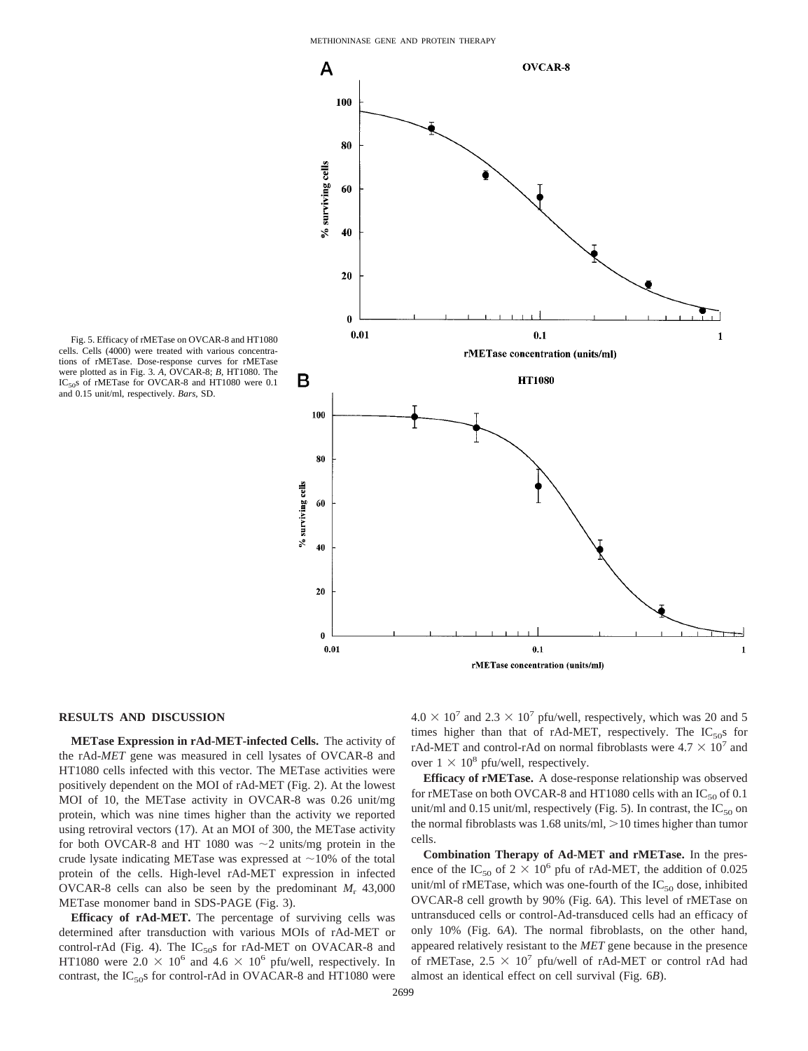Fig. 5. Efficacy of rMETase on OVCAR-8 and HT1080 cells. Cells (4000) were treated with various concentrations of rMETase. Dose-response curves for rMETase were plotted as in Fig. 3. *A*, OVCAR-8; *B*, HT1080. The $IC_{50}$s of rMETase for OVCAR-8 and HT1080 were 0.1 and 0.15 unit/ml, respectively. *Bars*, SD.

## RESULTS AND DISCUSSION

**METase Expression in rAd-MET-infected Cells.** The activity of the rAd-*MET* gene was measured in cell lysates of OVCAR-8 and HT1080 cells infected with this vector. The METase activities were positively dependent on the MOI of rAd-MET (Fig. 2). At the lowest MOI of 10, the METase activity in OVCAR-8 was 0.26 unit/mg protein, which was nine times higher than the activity we reported using retroviral vectors (17). At an MOI of 300, the METase activity for both OVCAR-8 and HT 1080 was ~2 units/mg protein in the crude lysate indicating METase was expressed at ~10% of the total protein of the cells. High-level rAd-MET expression in infected OVCAR-8 cells can also be seen by the predominant $M_r$ 43,000 METase monomer band in SDS-PAGE (Fig. 3).

**Efficacy of rAd-MET.** The percentage of surviving cells was determined after transduction with various MOIs of rAd-MET or control-rAd (Fig. 4). The $IC_{50}$s for rAd-MET on OVACAR-8 and HT1080 were $2.0 \times 10^6$ and $4.6 \times 10^6$ pfu/well, respectively. In contrast, the $IC_{50}$s for control-rAd in OVACAR-8 and HT1080 were $4.0 \times 10^7$ and $2.3 \times 10^7$ pfu/well, respectively, which was 20 and 5 times higher than that of rAd-MET, respectively. The $IC_{50}$s for rAd-MET and control-rAd on normal fibroblasts were $4.7 \times 10^7$ and over $1 \times 10^8$ pfu/well, respectively.

**Efficacy of rMETase.** A dose-response relationship was observed for rMETase on both OVCAR-8 and HT1080 cells with an $IC_{50}$ of 0.1 unit/ml and 0.15 unit/ml, respectively (Fig. 5). In contrast, the $IC_{50}$ on the normal fibroblasts was 1.68 units/ml, >10 times higher than tumor cells.

**Combination Therapy of Ad-MET and rMETase.** In the presence of the $IC_{50}$ of $2 \times 10^6$ pfu of rAd-MET, the addition of 0.025 unit/ml of rMETase, which was one-fourth of the $IC_{50}$ dose, inhibited OVCAR-8 cell growth by 90% (Fig. 6*A*). This level of rMETase on untransduced cells or control-Ad-transduced cells had an efficacy of only 10% (Fig. 6*A*). The normal fibroblasts, on the other hand, appeared relatively resistant to the *MET* gene because in the presence of rMETase, $2.5 \times 10^7$ pfu/well of rAd-MET or control rAd had almost an identical effect on cell survival (Fig. 6*B*).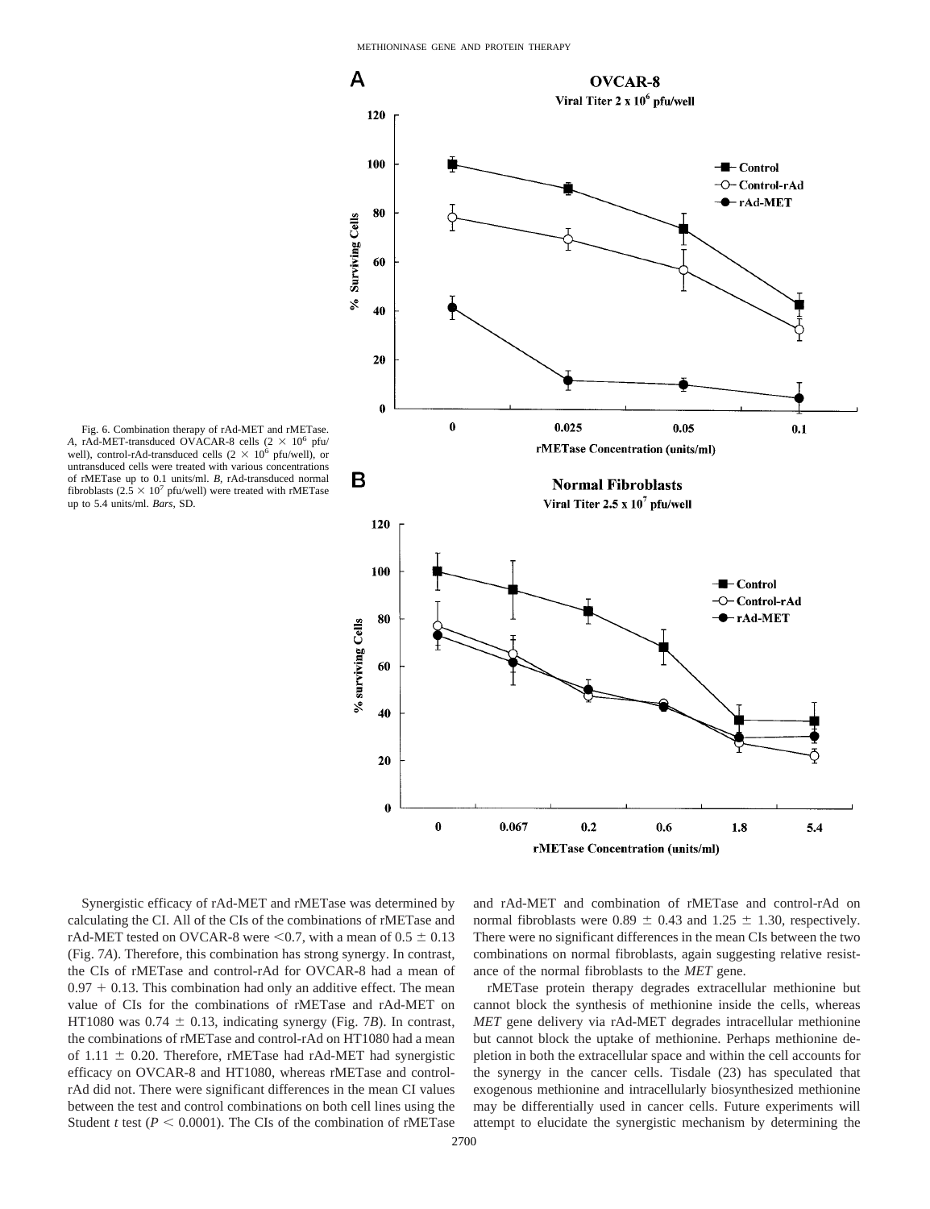Fig. 6. Combination therapy of rAd-MET and rMETase. *A*, rAd-MET-transduced OVACAR-8 cells ($2 \times 10^6$ pfu/well), control-rAd-transduced cells ($2 \times 10^6$ pfu/well), or untransduced cells were treated with various concentrations of rMETase up to 0.1 units/ml. *B*, rAd-transduced normal fibroblasts ($2.5 \times 10^7$ pfu/well) were treated with rMETase up to 5.4 units/ml. *Bars*, SD.

Synergistic efficacy of rAd-MET and rMETase was determined by calculating the CI. All of the CIs of the combinations of rMETase and rAd-MET tested on OVCAR-8 were <0.7, with a mean of $0.5 \pm 0.13$ (Fig. 7*A*). Therefore, this combination has strong synergy. In contrast, the CIs of rMETase and control-rAd for OVCAR-8 had a mean of $0.97 + 0.13$. This combination had only an additive effect. The mean value of CIs for the combinations of rMETase and rAd-MET on HT1080 was $0.74 \pm 0.13$, indicating synergy (Fig. 7*B*). In contrast, the combinations of rMETase and control-rAd on HT1080 had a mean of $1.11 \pm 0.20$. Therefore, rMETase had rAd-MET had synergistic efficacy on OVCAR-8 and HT1080, whereas rMETase and control-rAd did not. There were significant differences in the mean CI values between the test and control combinations on both cell lines using the Student *t* test ($P < 0.0001$). The CIs of the combination of rMETase and rAd-MET and combination of rMETase and control-rAd on normal fibroblasts were $0.89 \pm 0.43$ and $1.25 \pm 1.30$, respectively. There were no significant differences in the mean CIs between the two combinations on normal fibroblasts, again suggesting relative resistance of the normal fibroblasts to the *MET* gene.

rMETase protein therapy degrades extracellular methionine but cannot block the synthesis of methionine inside the cells, whereas *MET* gene delivery via rAd-MET degrades intracellular methionine but cannot block the uptake of methionine. Perhaps methionine depletion in both the extracellular space and within the cell accounts for the synergy in the cancer cells. Tisdale (23) has speculated that exogenous methionine and intracellularly biosynthesized methionine may be differentially used in cancer cells. Future experiments will attempt to elucidate the synergistic mechanism by determining the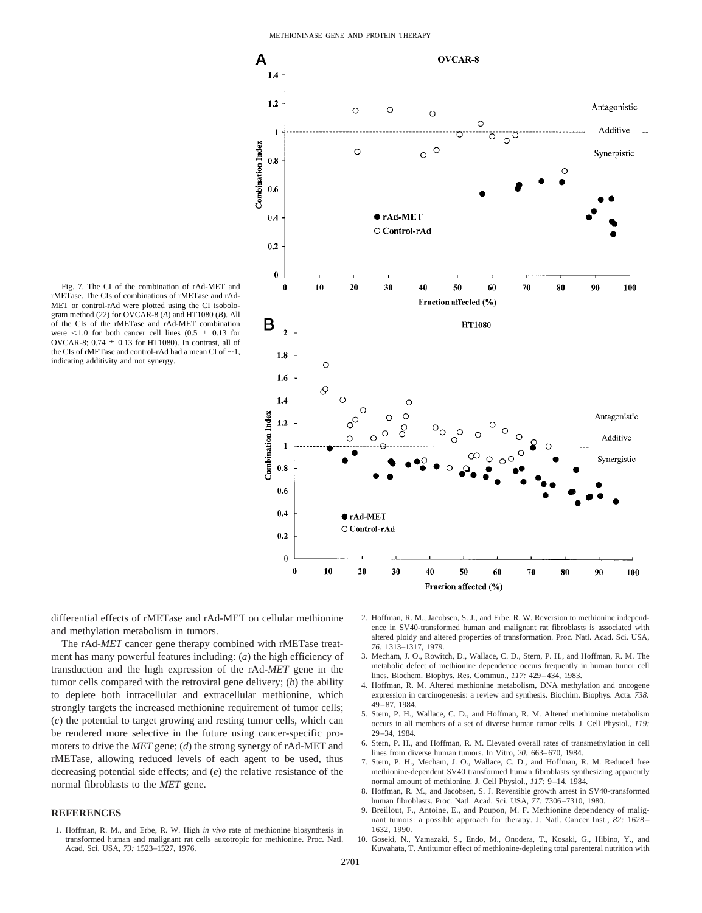Fig. 7. The CI of the combination of rAd-MET and rMETase. The CIs of combinations of rMETase and rAd-MET or control-rAd were plotted using the CI isobologram method (22) for OVCAR-8 (*A*) and HT1080 (*B*). All of the CIs of the rMETase and rAd-MET combination were <1.0 for both cancer cell lines (0.5 ± 0.13 for OVCAR-8; 0.74 ± 0.13 for HT1080). In contrast, all of the CIs of rMETase and control-rAd had a mean CI of ~1, indicating additivity and not synergy.

differential effects of rMETase and rAd-MET on cellular methionine and methylation metabolism in tumors.

The rAd-*MET* cancer gene therapy combined with rMETase treatment has many powerful features including: (*a*) the high efficiency of transduction and the high expression of the rAd-*MET* gene in the tumor cells compared with the retroviral gene delivery; (*b*) the ability to deplete both intracellular and extracellular methionine, which strongly targets the increased methionine requirement of tumor cells; (*c*) the potential to target growing and resting tumor cells, which can be rendered more selective in the future using cancer-specific promoters to drive the *MET* gene; (*d*) the strong synergy of rAd-MET and rMETase, allowing reduced levels of each agent to be used, thus decreasing potential side effects; and (*e*) the relative resistance of the normal fibroblasts to the *MET* gene.

## REFERENCES

1. Hoffman, R. M., and Erbe, R. W. High *in vivo* rate of methionine biosynthesis in transformed human and malignant rat cells auxotropic for methionine. Proc. Natl. Acad. Sci. USA, *73:* 1523–1527, 1976.
2. Hoffman, R. M., Jacobsen, S. J., and Erbe, R. W. Reversion to methionine independence in SV40-transformed human and malignant rat fibroblasts is associated with altered ploidy and altered properties of transformation. Proc. Natl. Acad. Sci. USA, *76:* 1313–1317, 1979.
3. Mecham, J. O., Rowitch, D., Wallace, C. D., Stern, P. H., and Hoffman, R. M. The metabolic defect of methionine dependence occurs frequently in human tumor cell lines. Biochem. Biophys. Res. Commun., *117:* 429–434, 1983.
4. Hoffman, R. M. Altered methionine metabolism, DNA methylation and oncogene expression in carcinogenesis: a review and synthesis. Biochim. Biophys. Acta. *738:* 49–87, 1984.
5. Stern, P. H., Wallace, C. D., and Hoffman, R. M. Altered methionine metabolism occurs in all members of a set of diverse human tumor cells. J. Cell Physiol., *119:* 29–34, 1984.
6. Stern, P. H., and Hoffman, R. M. Elevated overall rates of transmethylation in cell lines from diverse human tumors. In Vitro, *20:* 663–670, 1984.
7. Stern, P. H., Mecham, J. O., Wallace, C. D., and Hoffman, R. M. Reduced free methionine-dependent SV40 transformed human fibroblasts synthesizing apparently normal amount of methionine. J. Cell Physiol., *117:* 9–14, 1984.
8. Hoffman, R. M., and Jacobsen, S. J. Reversible growth arrest in SV40-transformed human fibroblasts. Proc. Natl. Acad. Sci. USA, *77:* 7306–7310, 1980.
9. Breillout, F., Antoine, E., and Poupon, M. F. Methionine dependency of malignant tumors: a possible approach for therapy. J. Natl. Cancer Inst., *82:* 1628–1632, 1990.
10. Goseki, N., Yamazaki, S., Endo, M., Onodera, T., Kosaki, G., Hibino, Y., and Kuwahata, T. Antitumor effect of methionine-depleting total parenteral nutrition with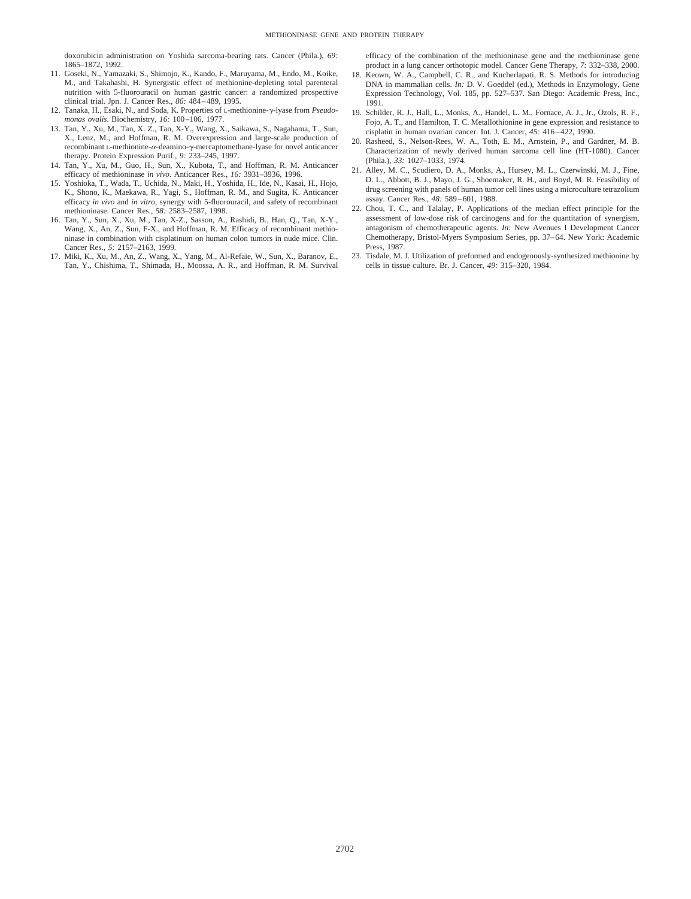doxorubicin administration on Yoshida sarcoma-bearing rats. Cancer (Phila.), *69:* 1865–1872, 1992.

11. Goseki, N., Yamazaki, S., Shimojo, K., Kando, F., Maruyama, M., Endo, M., Koike, M., and Takahashi, H. Synergistic effect of methionine-depleting total parenteral nutrition with 5-fluorouracil on human gastric cancer: a randomized prospective clinical trial. Jpn. J. Cancer Res., *86:* 484–489, 1995.
12. Tanaka, H., Esaki, N., and Soda, K. Properties of L-methionine-γ-lyase from *Pseudomonas ovalis*. Biochemistry, *16:* 100–106, 1977.
13. Tan, Y., Xu, M., Tan, X. Z., Tan, X-Y., Wang, X., Saikawa, S., Nagahama, T., Sun, X., Lenz, M., and Hoffman, R. M. Overexpression and large-scale production of recombinant L-methionine-α-deamino-γ-mercaptomethane-lyase for novel anticancer therapy. Protein Expression Purif., *9:* 233–245, 1997.
14. Tan, Y., Xu, M., Guo, H., Sun, X., Kubota, T., and Hoffman, R. M. Anticancer efficacy of methioninase *in vivo*. Anticancer Res., *16:* 3931–3936, 1996.
15. Yoshioka, T., Wada, T., Uchida, N., Maki, H., Yoshida, H., Ide, N., Kasai, H., Hojo, K., Shono, K., Maekawa, R., Yagi, S., Hoffman, R. M., and Sugita, K. Anticancer efficacy *in vivo* and *in vitro*, synergy with 5-fluorouracil, and safety of recombinant methioninase. Cancer Res., *58:* 2583–2587, 1998.
16. Tan, Y., Sun, X., Xu, M., Tan, X-Z., Sasson, A., Rashidi, B., Han, Q., Tan, X-Y., Wang, X., An, Z., Sun, F-X., and Hoffman, R. M. Efficacy of recombinant methioninase in combination with cisplatinum on human colon tumors in nude mice. Clin. Cancer Res., *5:* 2157–2163, 1999.
17. Miki, K., Xu, M., An, Z., Wang, X., Yang, M., Al-Refaie, W., Sun, X., Baranov, E., Tan, Y., Chishima, T., Shimada, H., Moossa, A. R., and Hoffman, R. M. Survival efficacy of the combination of the methioninase gene and the methioninase gene product in a lung cancer orthotopic model. Cancer Gene Therapy, *7:* 332–338, 2000.
18. Keown, W. A., Campbell, C. R., and Kucherlapati, R. S. Methods for introducing DNA in mammalian cells. *In:* D. V. Goeddel (ed.), Methods in Enzymology, Gene Expression Technology, Vol. 185, pp. 527–537. San Diego: Academic Press, Inc., 1991.
19. Schilder, R. J., Hall, L., Monks, A., Handel, L. M., Fornace, A. J., Jr., Ozols, R. F., Fojo, A. T., and Hamilton, T. C. Metallothionine in gene expression and resistance to cisplatin in human ovarian cancer. Int. J. Cancer, *45:* 416–422, 1990.
20. Rasheed, S., Nelson-Rees, W. A., Toth, E. M., Arnstein, P., and Gardner, M. B. Characterization of newly derived human sarcoma cell line (HT-1080). Cancer (Phila.), *33:* 1027–1033, 1974.
21. Alley, M. C., Scudiero, D. A., Monks, A., Hursey, M. L., Czerwinski, M. J., Fine, D. L., Abbott, B. J., Mayo, J. G., Shoemaker, R. H., and Boyd, M. R. Feasibility of drug screening with panels of human tumor cell lines using a microculture tetrazolium assay. Cancer Res., *48:* 589–601, 1988.
22. Chou, T. C., and Talalay, P. Applications of the median effect principle for the assessment of low-dose risk of carcinogens and for the quantitation of synergism, antagonism of chemotherapeutic agents. *In:* New Avenues I Development Cancer Chemotherapy, Bristol-Myers Symposium Series, pp. 37–64. New York: Academic Press, 1987.
23. Tisdale, M. J. Utilization of preformed and endogenously-synthesized methionine by cells in tissue culture. Br. J. Cancer, *49:* 315–320, 1984.